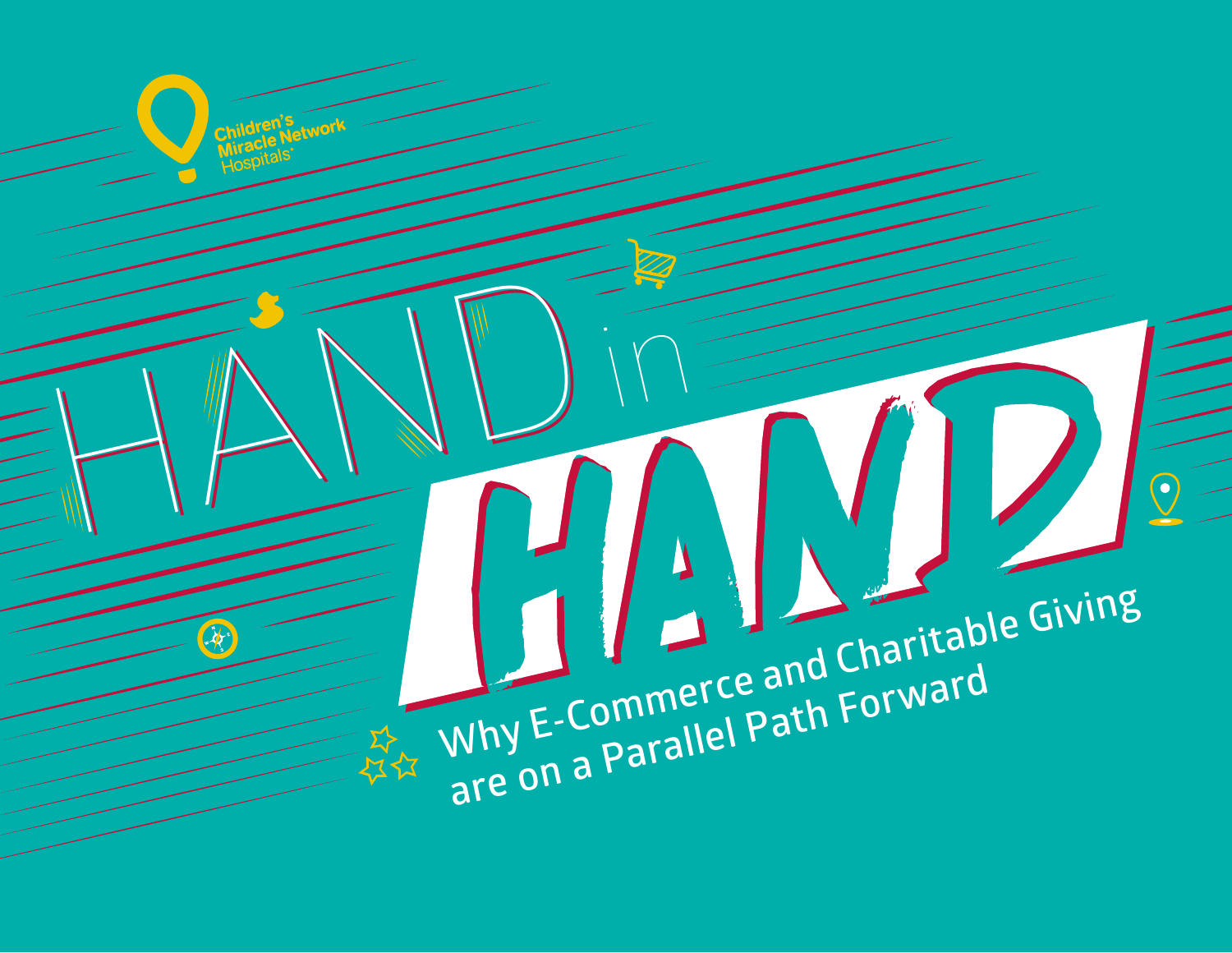Children's Miracle Network Hospitals®

# HAND in HAND

## Why E-Commerce and Charitable Giving are on a Parallel Path Forward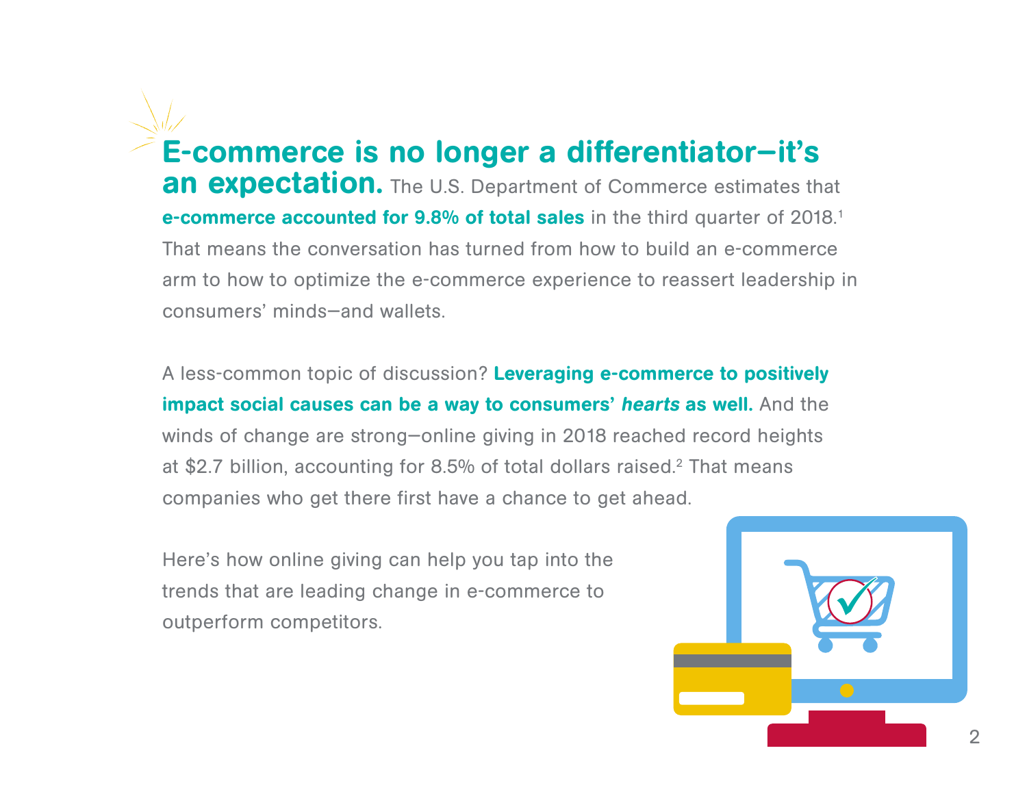**E-commerce is no longer a differentiator—it's an expectation.** The U.S. Department of Commerce estimates that **e-commerce accounted for 9.8% of total sales** in the third quarter of 2018.[1] That means the conversation has turned from how to build an e-commerce arm to how to optimize the e-commerce experience to reassert leadership in consumers' minds—and wallets.

A less-common topic of discussion? **Leveraging e-commerce to positively impact social causes can be a way to consumers' *hearts* as well.** And the winds of change are strong—online giving in 2018 reached record heights at $2.7 billion, accounting for 8.5% of total dollars raised.[2] That means companies who get there first have a chance to get ahead.

Here's how online giving can help you tap into the trends that are leading change in e-commerce to outperform competitors.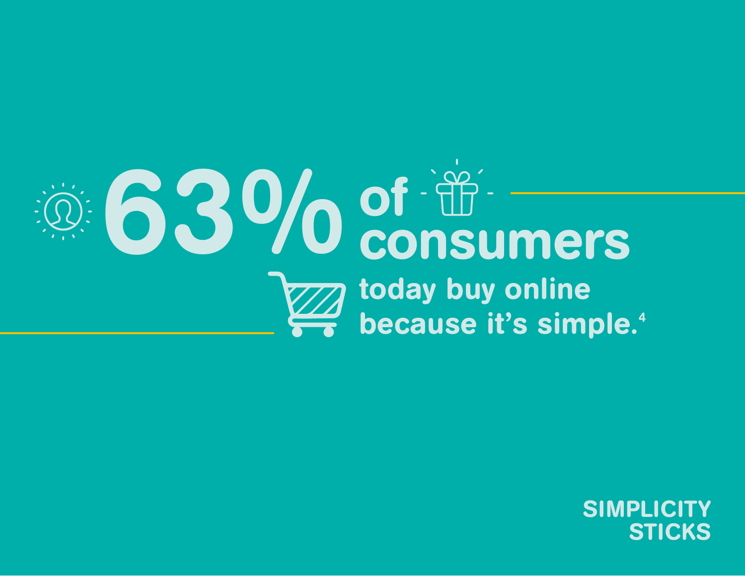# 63% of consumers today buy online because it's simple.[4]

**SIMPLICITY STICKS**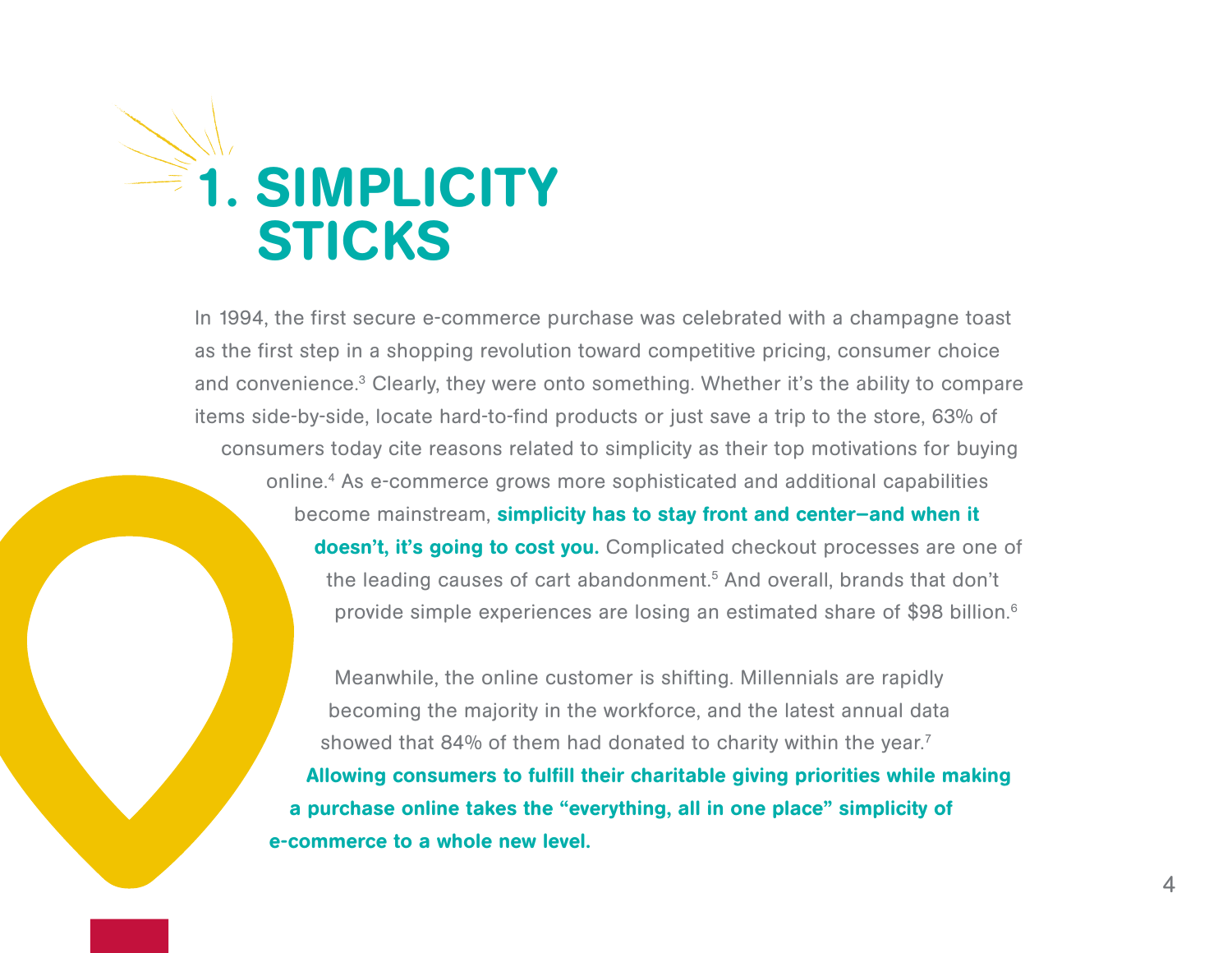# 1. SIMPLICITY STICKS

In 1994, the first secure e-commerce purchase was celebrated with a champagne toast as the first step in a shopping revolution toward competitive pricing, consumer choice and convenience.[3] Clearly, they were onto something. Whether it's the ability to compare items side-by-side, locate hard-to-find products or just save a trip to the store, 63% of consumers today cite reasons related to simplicity as their top motivations for buying online.[4] As e-commerce grows more sophisticated and additional capabilities become mainstream, **simplicity has to stay front and center—and when it doesn't, it's going to cost you.** Complicated checkout processes are one of the leading causes of cart abandonment.[5] And overall, brands that don't provide simple experiences are losing an estimated share of $98 billion.[6]

Meanwhile, the online customer is shifting. Millennials are rapidly becoming the majority in the workforce, and the latest annual data showed that 84% of them had donated to charity within the year.[7] **Allowing consumers to fulfill their charitable giving priorities while making a purchase online takes the "everything, all in one place" simplicity of e-commerce to a whole new level.**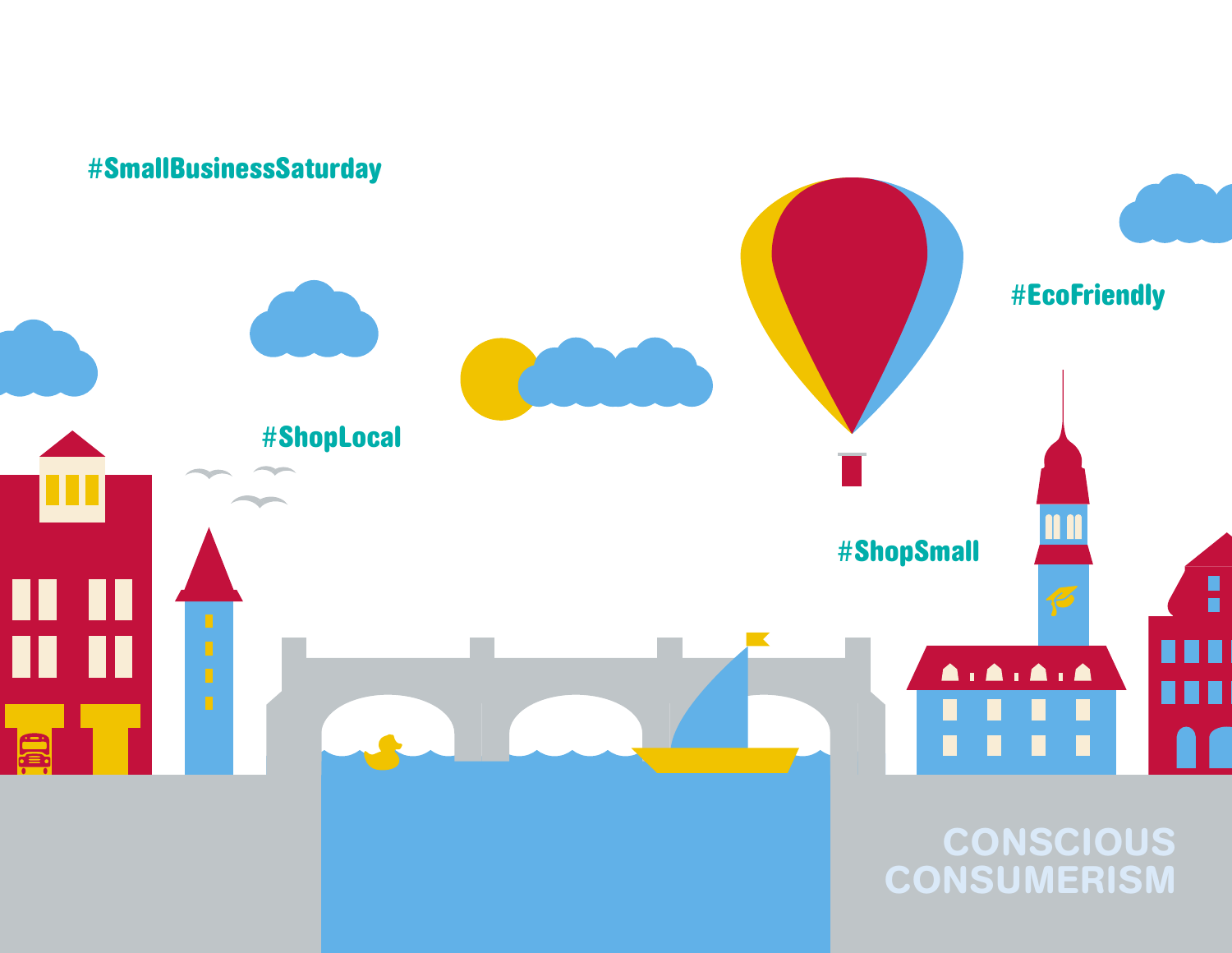#SmallBusinessSaturday

#ShopLocal

#EcoFriendly

#ShopSmall

# CONSCIOUS CONSUMERISM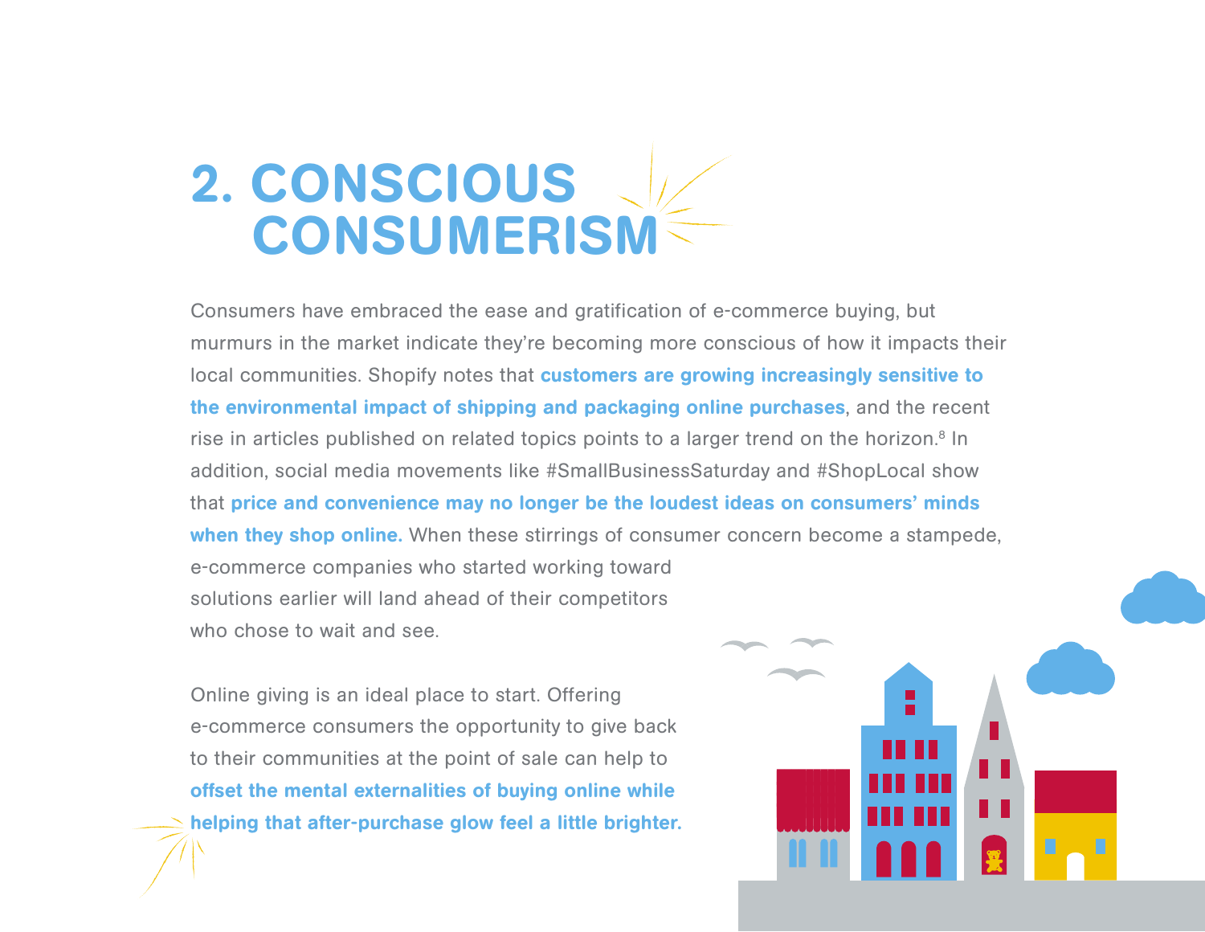# 2. CONSCIOUS CONSUMERISM

Consumers have embraced the ease and gratification of e-commerce buying, but murmurs in the market indicate they're becoming more conscious of how it impacts their local communities. Shopify notes that **customers are growing increasingly sensitive to the environmental impact of shipping and packaging online purchases**, and the recent rise in articles published on related topics points to a larger trend on the horizon.[8] In addition, social media movements like #SmallBusinessSaturday and #ShopLocal show that **price and convenience may no longer be the loudest ideas on consumers' minds when they shop online.** When these stirrings of consumer concern become a stampede, e-commerce companies who started working toward solutions earlier will land ahead of their competitors who chose to wait and see.

Online giving is an ideal place to start. Offering e-commerce consumers the opportunity to give back to their communities at the point of sale can help to **offset the mental externalities of buying online while helping that after-purchase glow feel a little brighter.**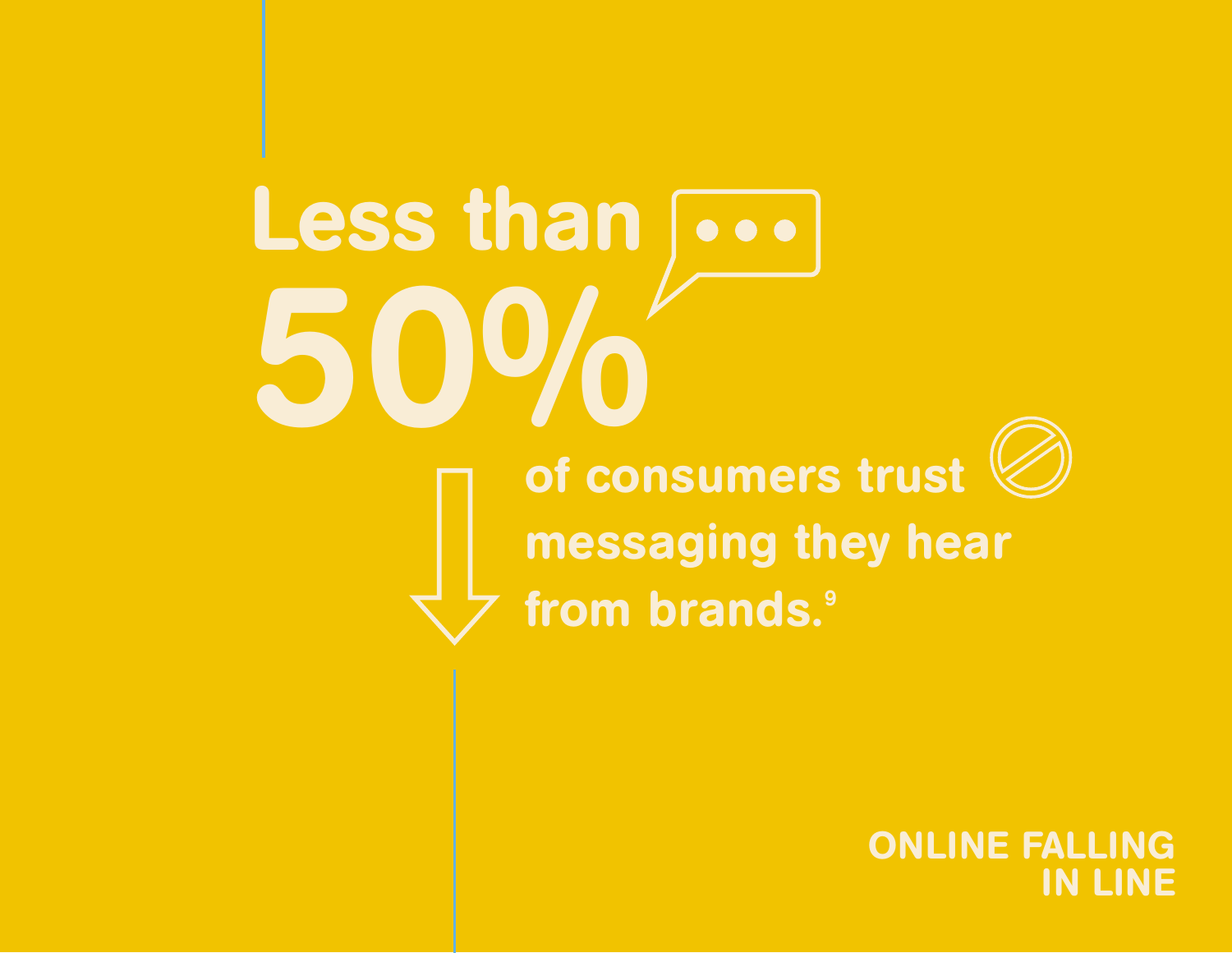# Less than 50%

of consumers trust messaging they hear from brands.[9]

ONLINE FALLING IN LINE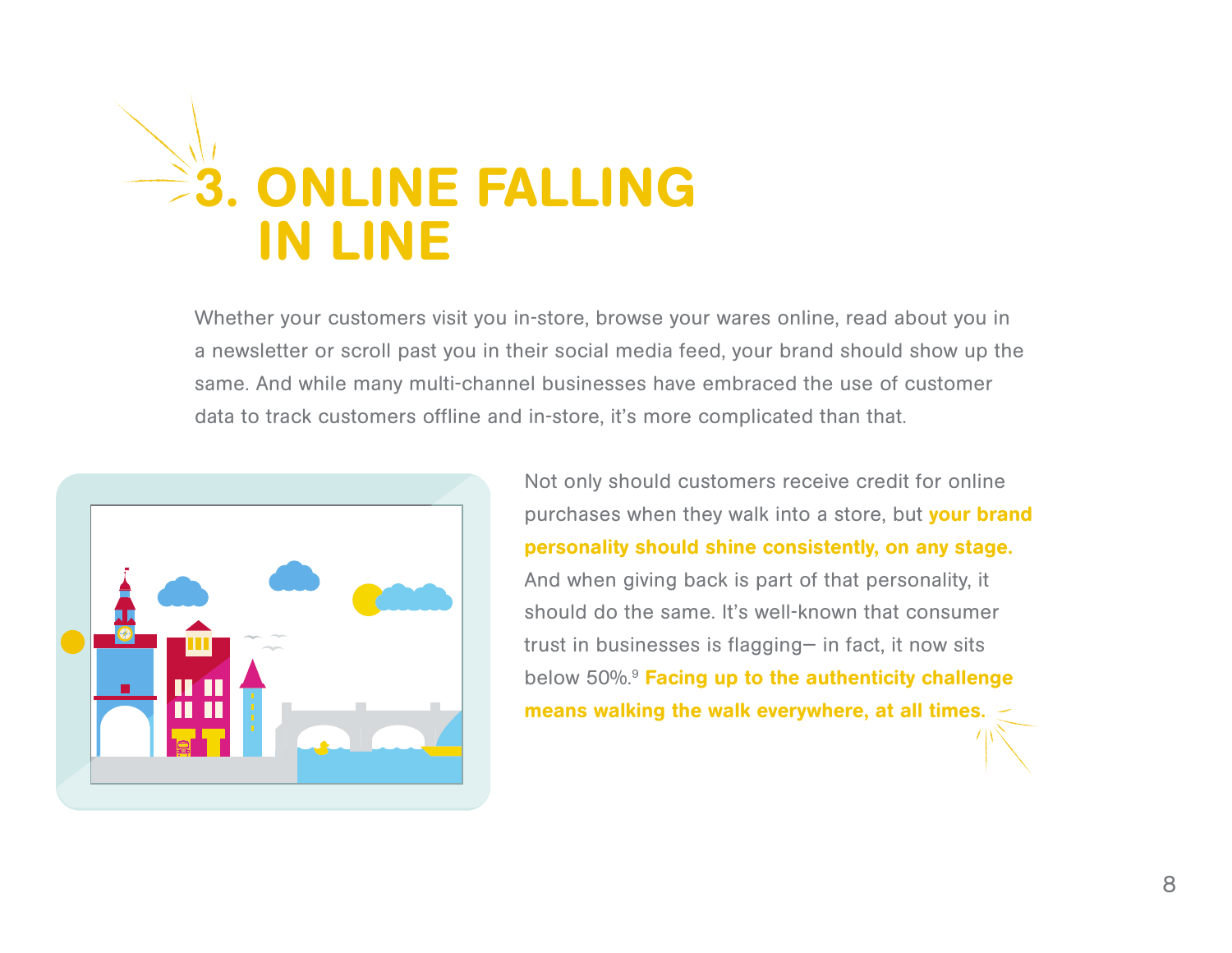# 3. ONLINE FALLING IN LINE

Whether your customers visit you in-store, browse your wares online, read about you in a newsletter or scroll past you in their social media feed, your brand should show up the same. And while many multi-channel businesses have embraced the use of customer data to track customers offline and in-store, it's more complicated than that.

Not only should customers receive credit for online purchases when they walk into a store, but **your brand personality should shine consistently, on any stage.** And when giving back is part of that personality, it should do the same. It's well-known that consumer trust in businesses is flagging– in fact, it now sits below 50%.[9] **Facing up to the authenticity challenge means walking the walk everywhere, at all times.**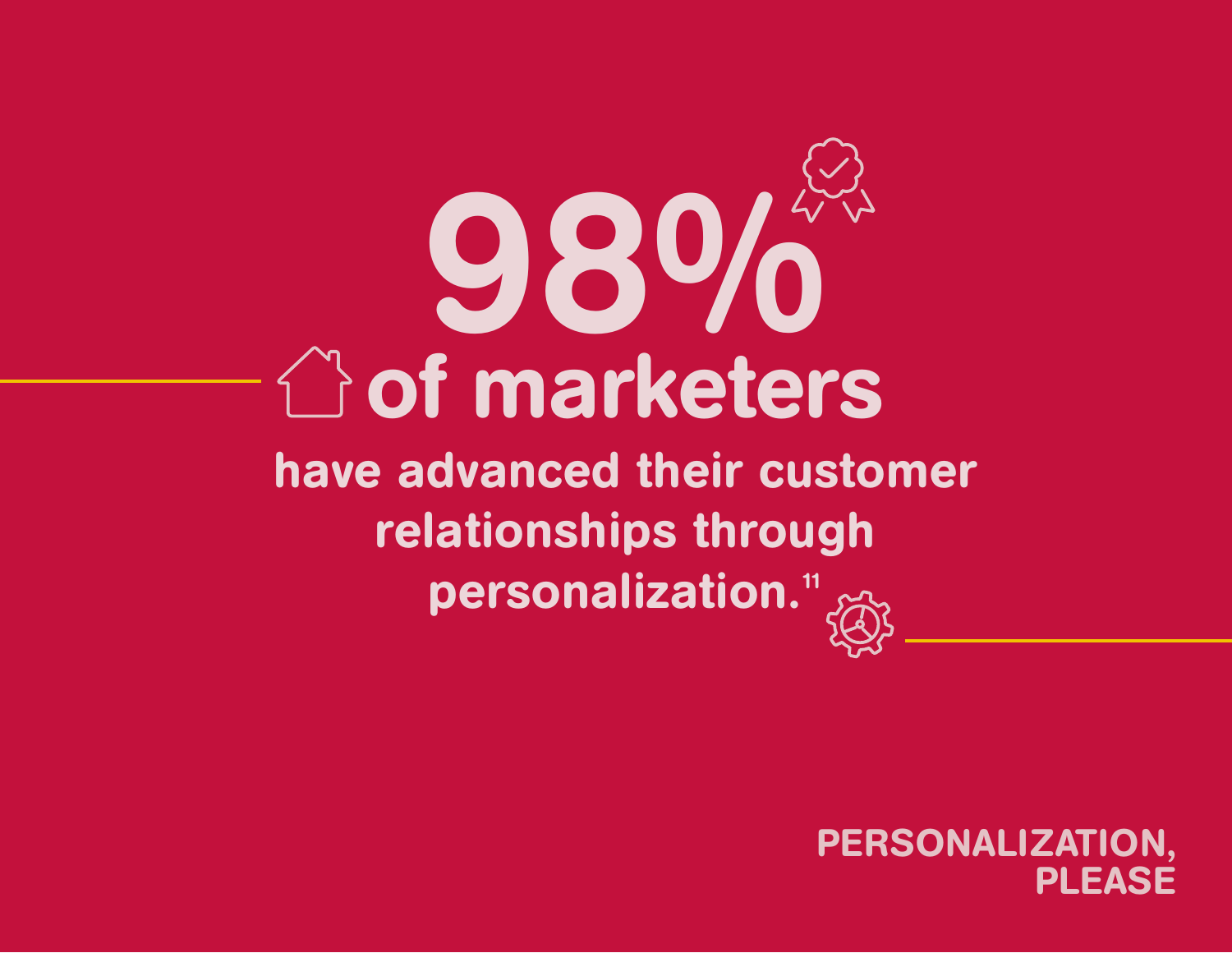# 98%

## of marketers

have advanced their customer relationships through personalization.[11]

PERSONALIZATION, PLEASE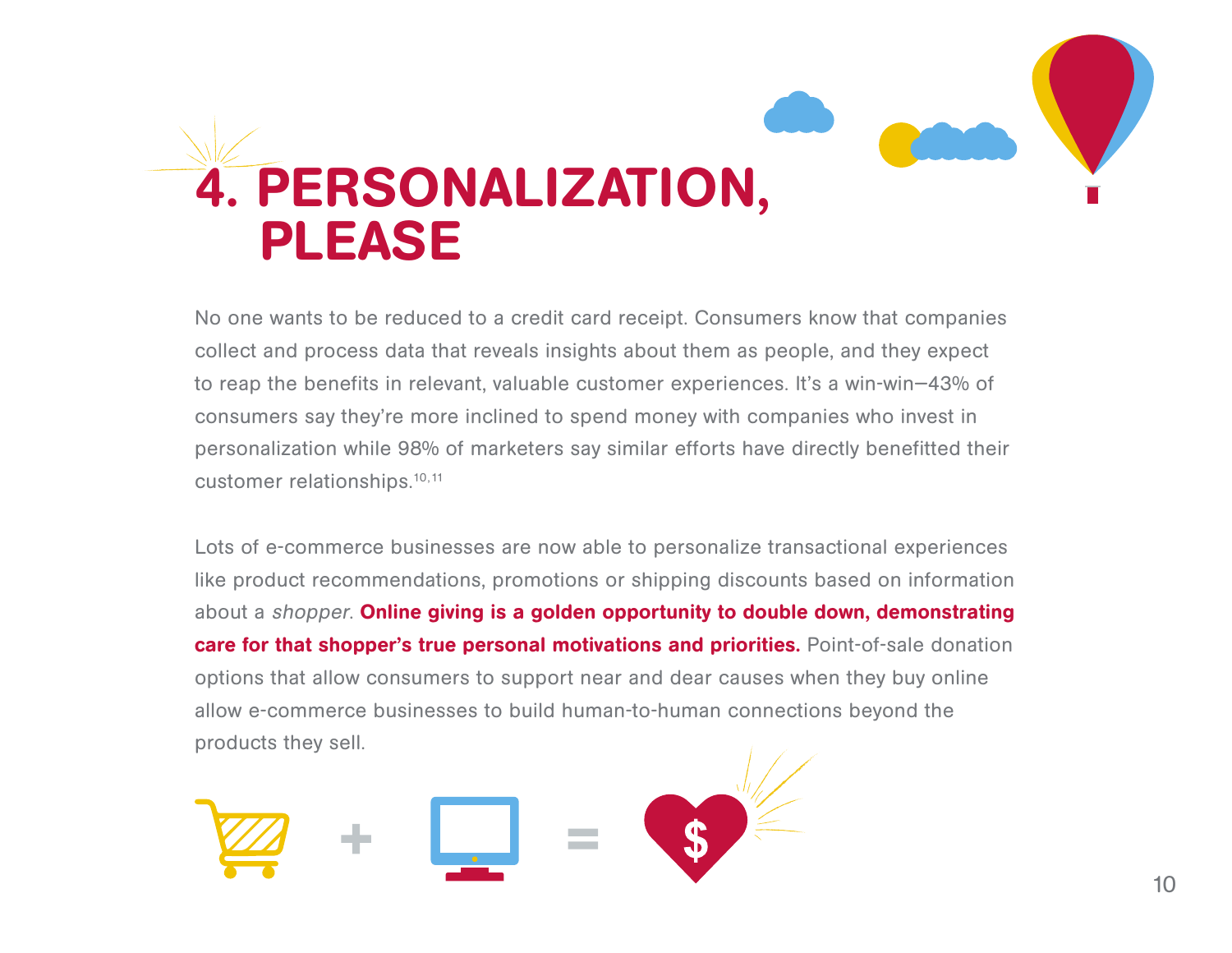# 4. PERSONALIZATION, PLEASE

No one wants to be reduced to a credit card receipt. Consumers know that companies collect and process data that reveals insights about them as people, and they expect to reap the benefits in relevant, valuable customer experiences. It's a win-win—43% of consumers say they're more inclined to spend money with companies who invest in personalization while 98% of marketers say similar efforts have directly benefitted their customer relationships.[10,11]

Lots of e-commerce businesses are now able to personalize transactional experiences like product recommendations, promotions or shipping discounts based on information about a *shopper*. **Online giving is a golden opportunity to double down, demonstrating care for that shopper's true personal motivations and priorities.** Point-of-sale donation options that allow consumers to support near and dear causes when they buy online allow e-commerce businesses to build human-to-human connections beyond the products they sell.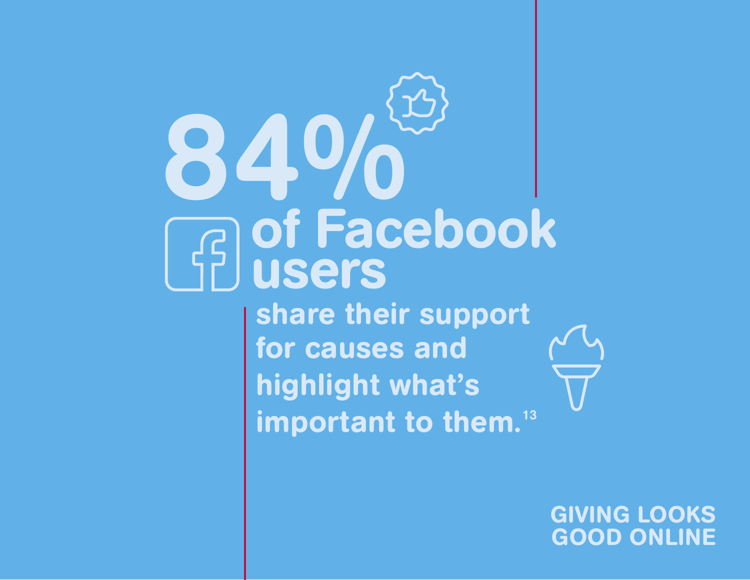# 84% of Facebook users

share their support for causes and highlight what's important to them.[13]

GIVING LOOKS GOOD ONLINE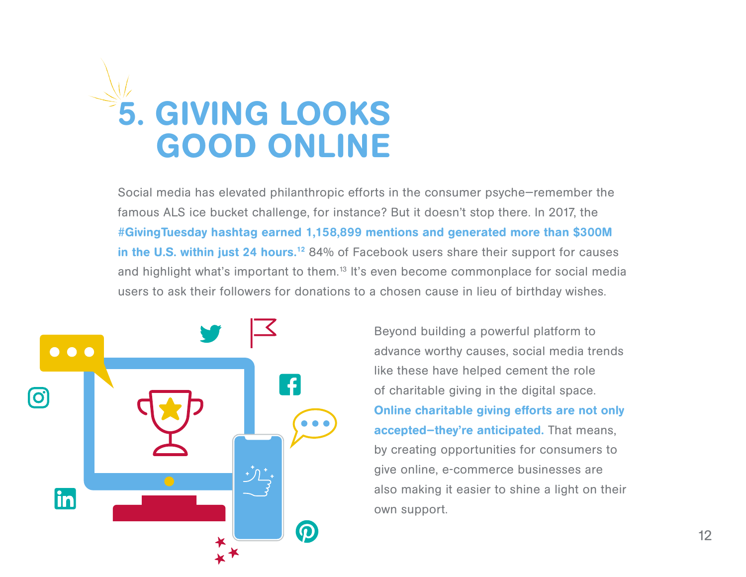# 5. GIVING LOOKS GOOD ONLINE

Social media has elevated philanthropic efforts in the consumer psyche—remember the famous ALS ice bucket challenge, for instance? But it doesn't stop there. In 2017, the **#GivingTuesday hashtag earned 1,158,899 mentions and generated more than $300M in the U.S. within just 24 hours.**[12] 84% of Facebook users share their support for causes and highlight what's important to them.[13] It's even become commonplace for social media users to ask their followers for donations to a chosen cause in lieu of birthday wishes.

Beyond building a powerful platform to advance worthy causes, social media trends like these have helped cement the role of charitable giving in the digital space. **Online charitable giving efforts are not only accepted—they're anticipated.** That means, by creating opportunities for consumers to give online, e-commerce businesses are also making it easier to shine a light on their own support.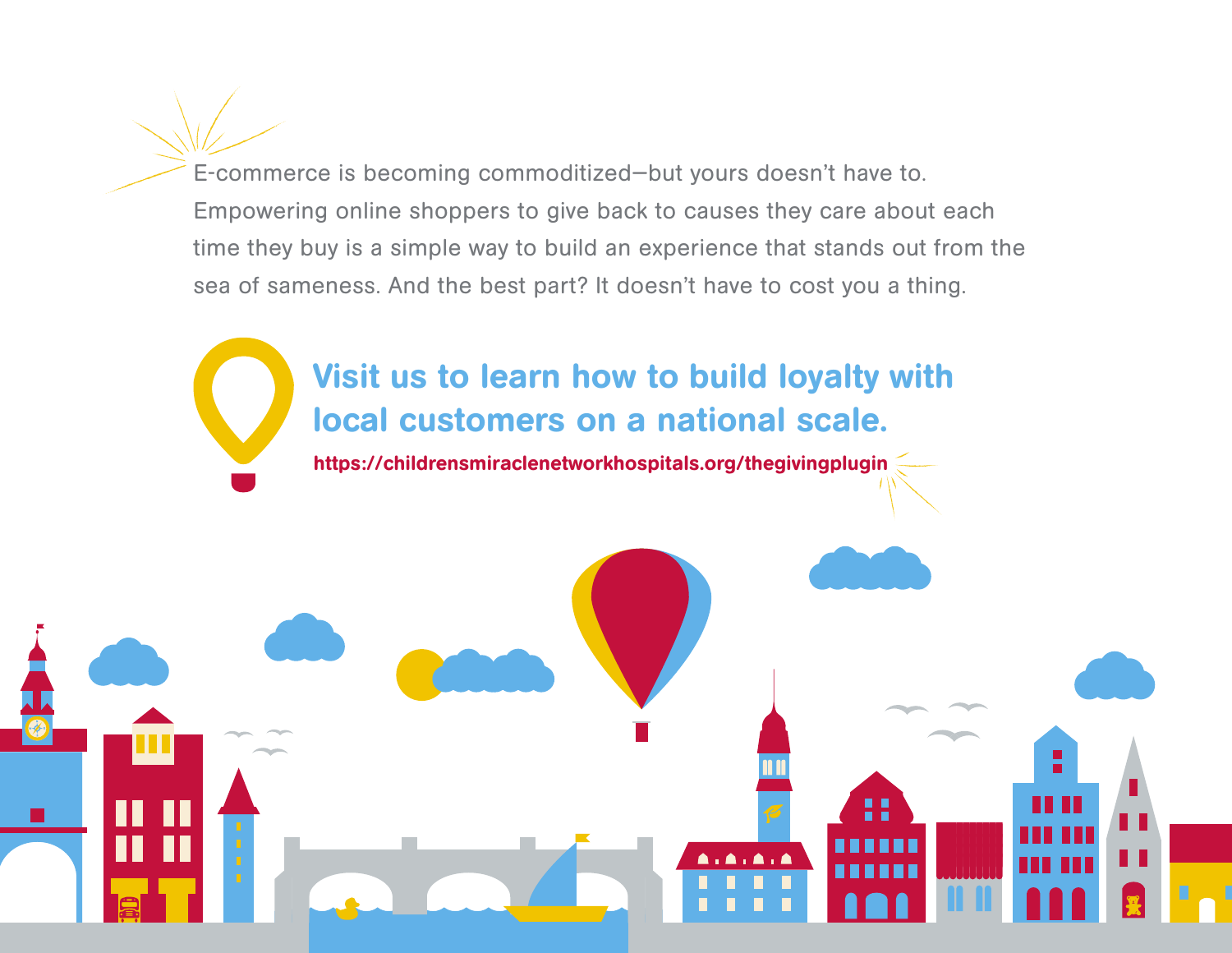E-commerce is becoming commoditized—but yours doesn't have to. Empowering online shoppers to give back to causes they care about each time they buy is a simple way to build an experience that stands out from the sea of sameness. And the best part? It doesn't have to cost you a thing.

## Visit us to learn how to build loyalty with local customers on a national scale.

**https://childrensmiraclenetworkhospitals.org/thegivingplugin**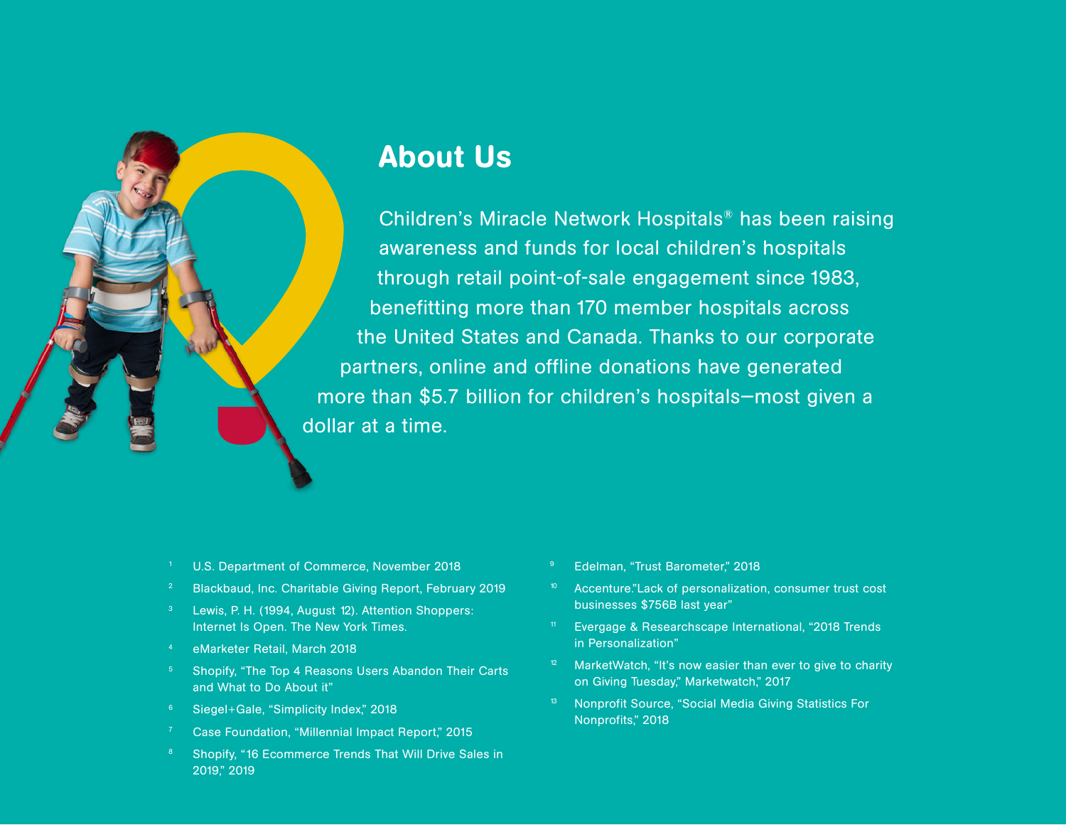## About Us

Children's Miracle Network Hospitals® has been raising awareness and funds for local children's hospitals through retail point-of-sale engagement since 1983, benefitting more than 170 member hospitals across the United States and Canada. Thanks to our corporate partners, online and offline donations have generated more than $5.7 billion for children's hospitals—most given a dollar at a time.

1. U.S. Department of Commerce, November 2018
2. Blackbaud, Inc. Charitable Giving Report, February 2019
3. Lewis, P. H. (1994, August 12). Attention Shoppers: Internet Is Open. The New York Times.
4. eMarketer Retail, March 2018
5. Shopify, "The Top 4 Reasons Users Abandon Their Carts and What to Do About it"
6. Siegel+Gale, "Simplicity Index," 2018
7. Case Foundation, "Millennial Impact Report," 2015
8. Shopify, "16 Ecommerce Trends That Will Drive Sales in 2019," 2019
9. Edelman, "Trust Barometer," 2018
10. Accenture."Lack of personalization, consumer trust cost businesses $756B last year"
11. Evergage & Researchscape International, "2018 Trends in Personalization"
12. MarketWatch, "It's now easier than ever to give to charity on Giving Tuesday," Marketwatch," 2017
13. Nonprofit Source, "Social Media Giving Statistics For Nonprofits," 2018